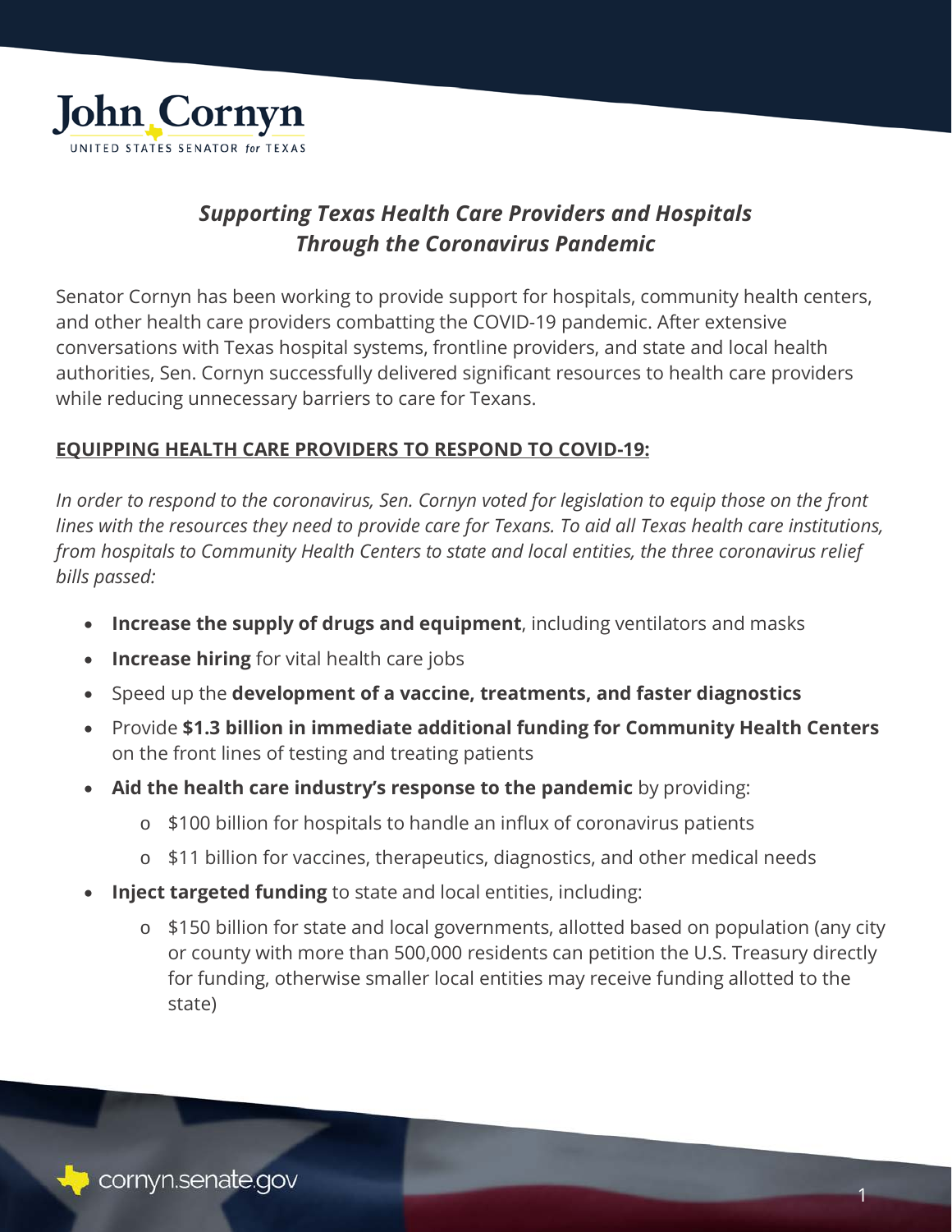John Cornyn

UNITED STATES SENATOR *for* TEXAS

## *Supporting Texas Health Care Providers and Hospitals Through the Coronavirus Pandemic*

Senator Cornyn has been working to provide support for hospitals, community health centers, and other health care providers combatting the COVID-19 pandemic. After extensive conversations with Texas hospital systems, frontline providers, and state and local health authorities, Sen. Cornyn successfully delivered significant resources to health care providers while reducing unnecessary barriers to care for Texans.

### EQUIPPING HEALTH CARE PROVIDERS TO RESPOND TO COVID-19:

*In order to respond to the coronavirus, Sen. Cornyn voted for legislation to equip those on the front lines with the resources they need to provide care for Texans. To aid all Texas health care institutions, from hospitals to Community Health Centers to state and local entities, the three coronavirus relief bills passed:*

- **Increase the supply of drugs and equipment**, including ventilators and masks
- **Increase hiring** for vital health care jobs
- Speed up the **development of a vaccine, treatments, and faster diagnostics**
- Provide **$1.3 billion in immediate additional funding for Community Health Centers** on the front lines of testing and treating patients
- **Aid the health care industry's response to the pandemic** by providing:
  - $100 billion for hospitals to handle an influx of coronavirus patients
  - $11 billion for vaccines, therapeutics, diagnostics, and other medical needs
- **Inject targeted funding** to state and local entities, including:
  - $150 billion for state and local governments, allotted based on population (any city or county with more than 500,000 residents can petition the U.S. Treasury directly for funding, otherwise smaller local entities may receive funding allotted to the state)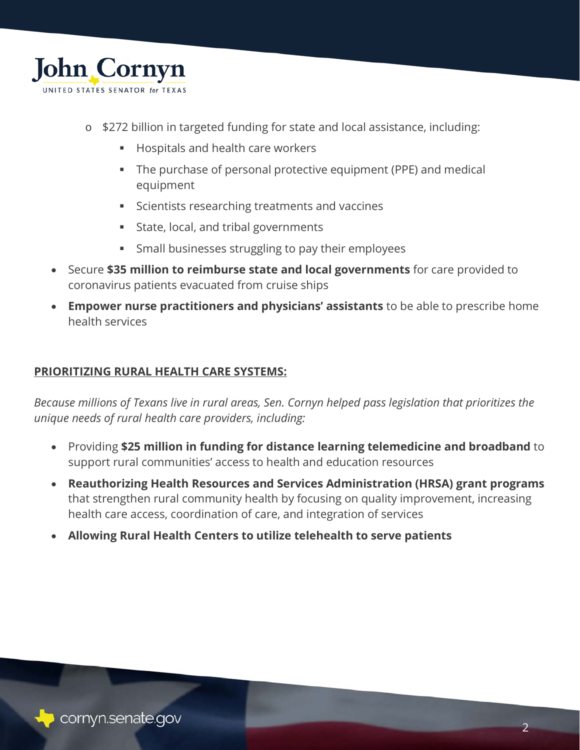- $272 billion in targeted funding for state and local assistance, including:
  - Hospitals and health care workers
  - The purchase of personal protective equipment (PPE) and medical equipment
  - Scientists researching treatments and vaccines
  - State, local, and tribal governments
  - Small businesses struggling to pay their employees
- Secure **$35 million to reimburse state and local governments** for care provided to coronavirus patients evacuated from cruise ships
- **Empower nurse practitioners and physicians' assistants** to be able to prescribe home health services

**PRIORITIZING RURAL HEALTH CARE SYSTEMS:**

*Because millions of Texans live in rural areas, Sen. Cornyn helped pass legislation that prioritizes the unique needs of rural health care providers, including:*

- Providing **$25 million in funding for distance learning telemedicine and broadband** to support rural communities' access to health and education resources
- **Reauthorizing Health Resources and Services Administration (HRSA) grant programs** that strengthen rural community health by focusing on quality improvement, increasing health care access, coordination of care, and integration of services
- **Allowing Rural Health Centers to utilize telehealth to serve patients**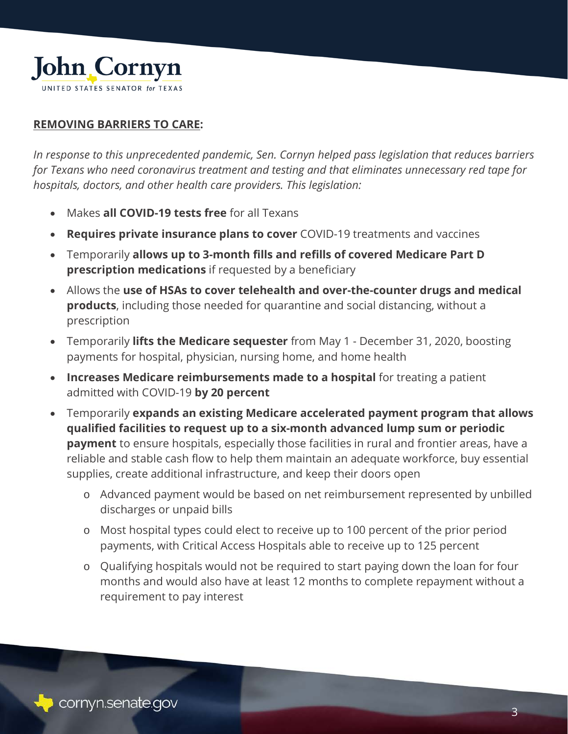**REMOVING BARRIERS TO CARE:**

*In response to this unprecedented pandemic, Sen. Cornyn helped pass legislation that reduces barriers for Texans who need coronavirus treatment and testing and that eliminates unnecessary red tape for hospitals, doctors, and other health care providers. This legislation:*

- Makes **all COVID-19 tests free** for all Texans
- **Requires private insurance plans to cover** COVID-19 treatments and vaccines
- Temporarily **allows up to 3-month fills and refills of covered Medicare Part D prescription medications** if requested by a beneficiary
- Allows the **use of HSAs to cover telehealth and over-the-counter drugs and medical products**, including those needed for quarantine and social distancing, without a prescription
- Temporarily **lifts the Medicare sequester** from May 1 - December 31, 2020, boosting payments for hospital, physician, nursing home, and home health
- **Increases Medicare reimbursements made to a hospital** for treating a patient admitted with COVID-19 **by 20 percent**
- Temporarily **expands an existing Medicare accelerated payment program that allows qualified facilities to request up to a six-month advanced lump sum or periodic payment** to ensure hospitals, especially those facilities in rural and frontier areas, have a reliable and stable cash flow to help them maintain an adequate workforce, buy essential supplies, create additional infrastructure, and keep their doors open
  - Advanced payment would be based on net reimbursement represented by unbilled discharges or unpaid bills
  - Most hospital types could elect to receive up to 100 percent of the prior period payments, with Critical Access Hospitals able to receive up to 125 percent
  - Qualifying hospitals would not be required to start paying down the loan for four months and would also have at least 12 months to complete repayment without a requirement to pay interest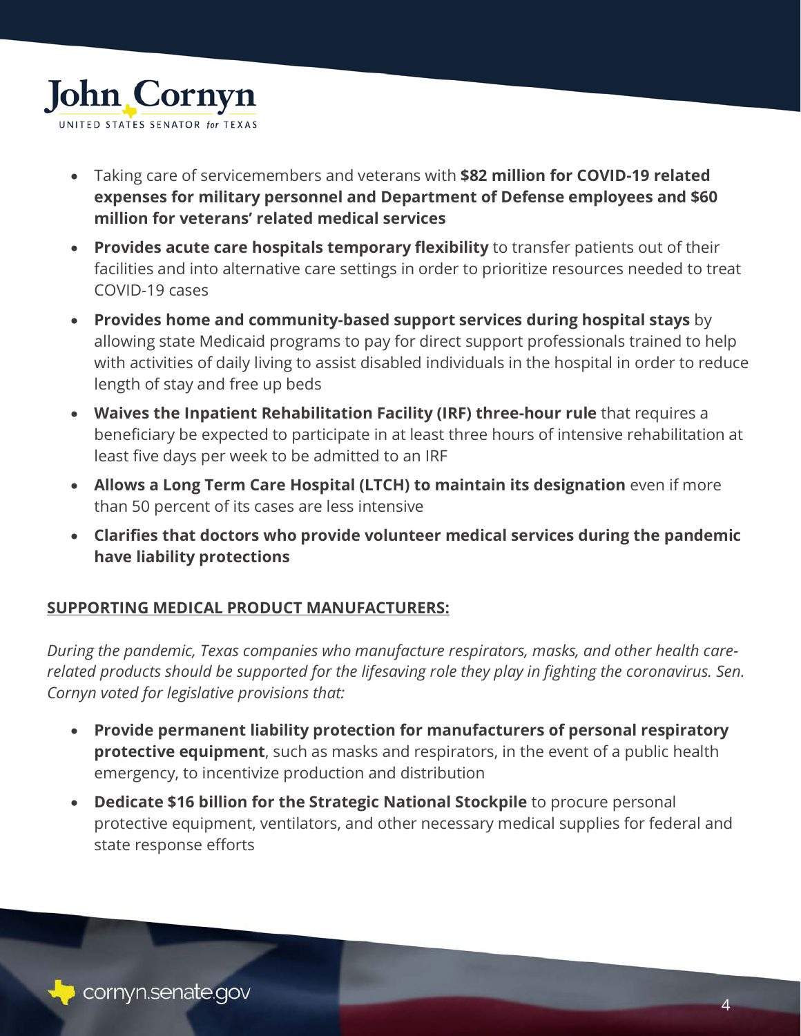- Taking care of servicemembers and veterans with **$82 million for COVID-19 related expenses for military personnel and Department of Defense employees and $60 million for veterans' related medical services**
- **Provides acute care hospitals temporary flexibility** to transfer patients out of their facilities and into alternative care settings in order to prioritize resources needed to treat COVID-19 cases
- **Provides home and community-based support services during hospital stays** by allowing state Medicaid programs to pay for direct support professionals trained to help with activities of daily living to assist disabled individuals in the hospital in order to reduce length of stay and free up beds
- **Waives the Inpatient Rehabilitation Facility (IRF) three-hour rule** that requires a beneficiary be expected to participate in at least three hours of intensive rehabilitation at least five days per week to be admitted to an IRF
- **Allows a Long Term Care Hospital (LTCH) to maintain its designation** even if more than 50 percent of its cases are less intensive
- **Clarifies that doctors who provide volunteer medical services during the pandemic have liability protections**

## SUPPORTING MEDICAL PRODUCT MANUFACTURERS:

*During the pandemic, Texas companies who manufacture respirators, masks, and other health care-related products should be supported for the lifesaving role they play in fighting the coronavirus. Sen. Cornyn voted for legislative provisions that:*

- **Provide permanent liability protection for manufacturers of personal respiratory protective equipment**, such as masks and respirators, in the event of a public health emergency, to incentivize production and distribution
- **Dedicate $16 billion for the Strategic National Stockpile** to procure personal protective equipment, ventilators, and other necessary medical supplies for federal and state response efforts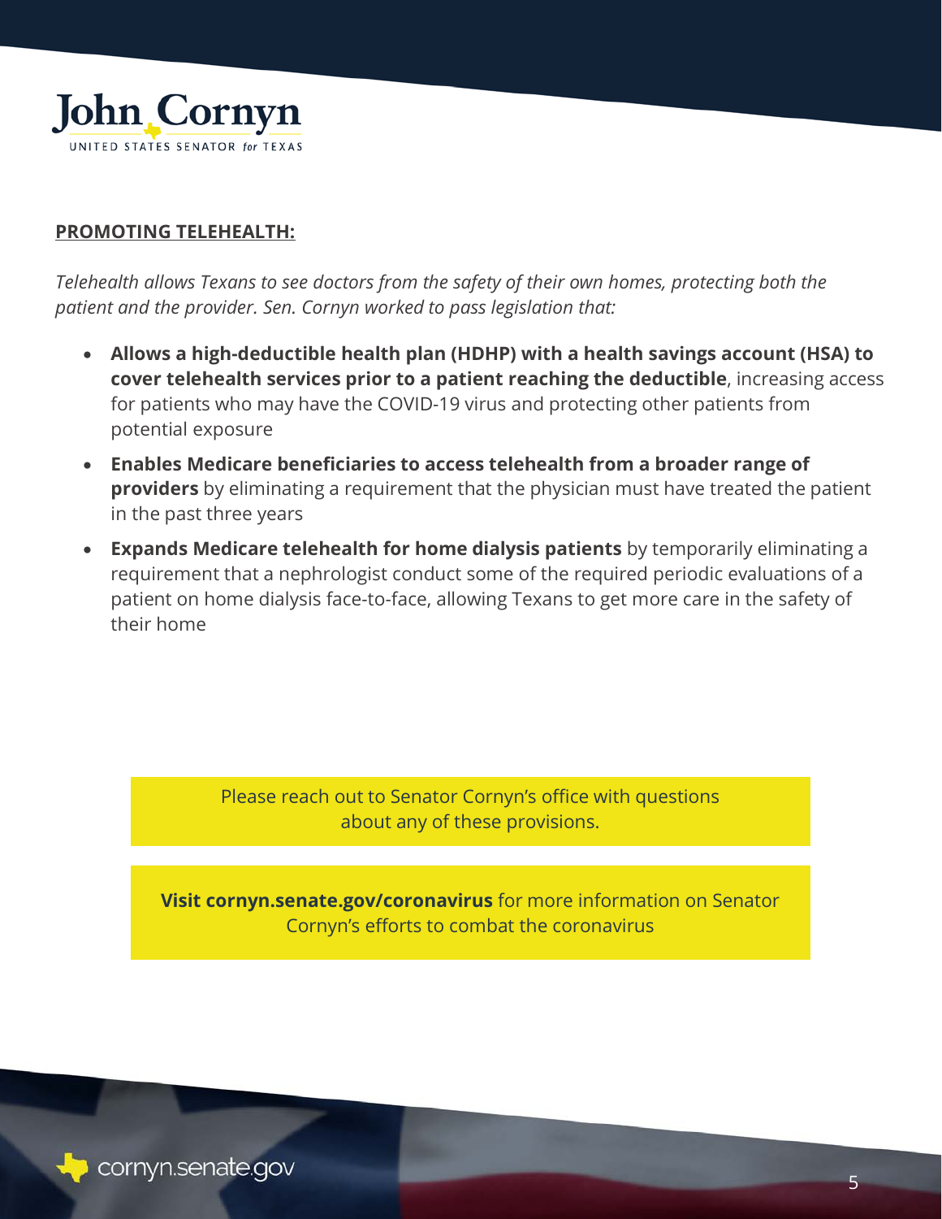**PROMOTING TELEHEALTH:**

*Telehealth allows Texans to see doctors from the safety of their own homes, protecting both the patient and the provider. Sen. Cornyn worked to pass legislation that:*

- **Allows a high-deductible health plan (HDHP) with a health savings account (HSA) to cover telehealth services prior to a patient reaching the deductible**, increasing access for patients who may have the COVID-19 virus and protecting other patients from potential exposure
- **Enables Medicare beneficiaries to access telehealth from a broader range of providers** by eliminating a requirement that the physician must have treated the patient in the past three years
- **Expands Medicare telehealth for home dialysis patients** by temporarily eliminating a requirement that a nephrologist conduct some of the required periodic evaluations of a patient on home dialysis face-to-face, allowing Texans to get more care in the safety of their home

Please reach out to Senator Cornyn's office with questions about any of these provisions.

**Visit cornyn.senate.gov/coronavirus** for more information on Senator Cornyn's efforts to combat the coronavirus